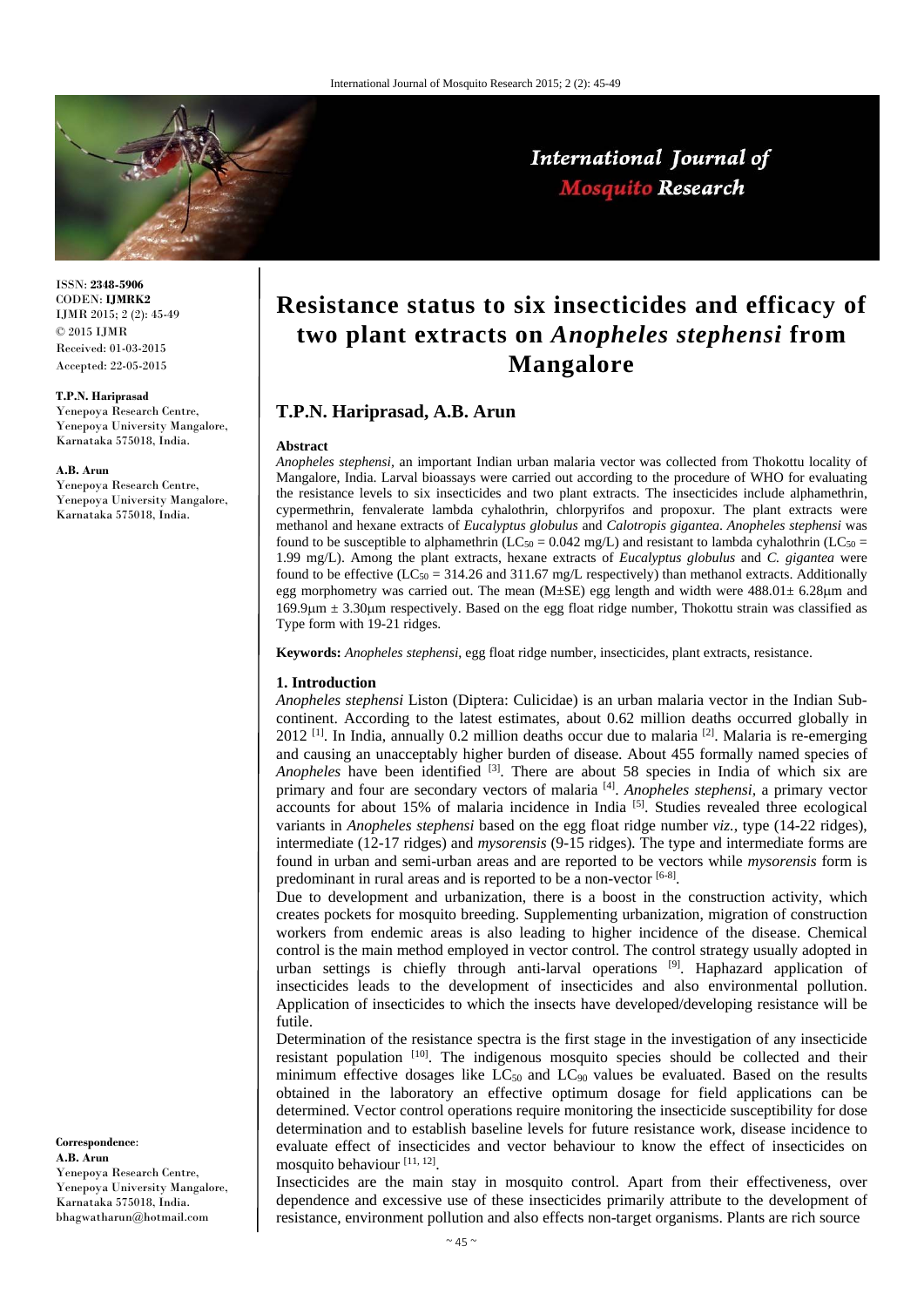ISSN: **2348-5906**
CODEN: **IJMRK2**
IJMR 2015; 2 (2): 45-49
© 2015 IJMR
Received: 01-03-2015
Accepted: 22-05-2015

**T.P.N. Hariprasad**
Yenepoya Research Centre, Yenepoya University Mangalore, Karnataka 575018, India.

**A.B. Arun**
Yenepoya Research Centre, Yenepoya University Mangalore, Karnataka 575018, India.

**Correspondence**:
**A.B. Arun**
Yenepoya Research Centre, Yenepoya University Mangalore, Karnataka 575018, India.
bhagwatharun@hotmail.com

# Resistance status to six insecticides and efficacy of two plant extracts on *Anopheles stephensi* from Mangalore

## T.P.N. Hariprasad, A.B. Arun

**Abstract**

*Anopheles stephensi*, an important Indian urban malaria vector was collected from Thokottu locality of Mangalore, India. Larval bioassays were carried out according to the procedure of WHO for evaluating the resistance levels to six insecticides and two plant extracts. The insecticides include alphamethrin, cypermethrin, fenvalerate lambda cyhalothrin, chlorpyrifos and propoxur. The plant extracts were methanol and hexane extracts of *Eucalyptus globulus* and *Calotropis gigantea*. *Anopheles stephensi* was found to be susceptible to alphamethrin ($LC_{50}$ = 0.042 mg/L) and resistant to lambda cyhalothrin ($LC_{50}$ = 1.99 mg/L). Among the plant extracts, hexane extracts of *Eucalyptus globulus* and *C. gigantea* were found to be effective ($LC_{50}$ = 314.26 and 311.67 mg/L respectively) than methanol extracts. Additionally egg morphometry was carried out. The mean (M±SE) egg length and width were 488.01± 6.28μm and 169.9μm ± 3.30μm respectively. Based on the egg float ridge number, Thokottu strain was classified as Type form with 19-21 ridges.

**Keywords:** *Anopheles stephensi*, egg float ridge number, insecticides, plant extracts, resistance.

### 1. Introduction

*Anopheles stephensi* Liston (Diptera: Culicidae) is an urban malaria vector in the Indian Sub-continent. According to the latest estimates, about 0.62 million deaths occurred globally in 2012 [1]. In India, annually 0.2 million deaths occur due to malaria [2]. Malaria is re-emerging and causing an unacceptably higher burden of disease. About 455 formally named species of *Anopheles* have been identified [3]. There are about 58 species in India of which six are primary and four are secondary vectors of malaria [4]. *Anopheles stephensi*, a primary vector accounts for about 15% of malaria incidence in India [5]. Studies revealed three ecological variants in *Anopheles stephensi* based on the egg float ridge number *viz.*, type (14-22 ridges), intermediate (12-17 ridges) and *mysorensis* (9-15 ridges). The type and intermediate forms are found in urban and semi-urban areas and are reported to be vectors while *mysorensis* form is predominant in rural areas and is reported to be a non-vector [6-8].

Due to development and urbanization, there is a boost in the construction activity, which creates pockets for mosquito breeding. Supplementing urbanization, migration of construction workers from endemic areas is also leading to higher incidence of the disease. Chemical control is the main method employed in vector control. The control strategy usually adopted in urban settings is chiefly through anti-larval operations [9]. Haphazard application of insecticides leads to the development of insecticides and also environmental pollution. Application of insecticides to which the insects have developed/developing resistance will be futile.

Determination of the resistance spectra is the first stage in the investigation of any insecticide resistant population [10]. The indigenous mosquito species should be collected and their minimum effective dosages like $LC_{50}$ and $LC_{90}$ values be evaluated. Based on the results obtained in the laboratory an effective optimum dosage for field applications can be determined. Vector control operations require monitoring the insecticide susceptibility for dose determination and to establish baseline levels for future resistance work, disease incidence to evaluate effect of insecticides and vector behaviour to know the effect of insecticides on mosquito behaviour [11, 12].

Insecticides are the main stay in mosquito control. Apart from their effectiveness, over dependence and excessive use of these insecticides primarily attribute to the development of resistance, environment pollution and also effects non-target organisms. Plants are rich source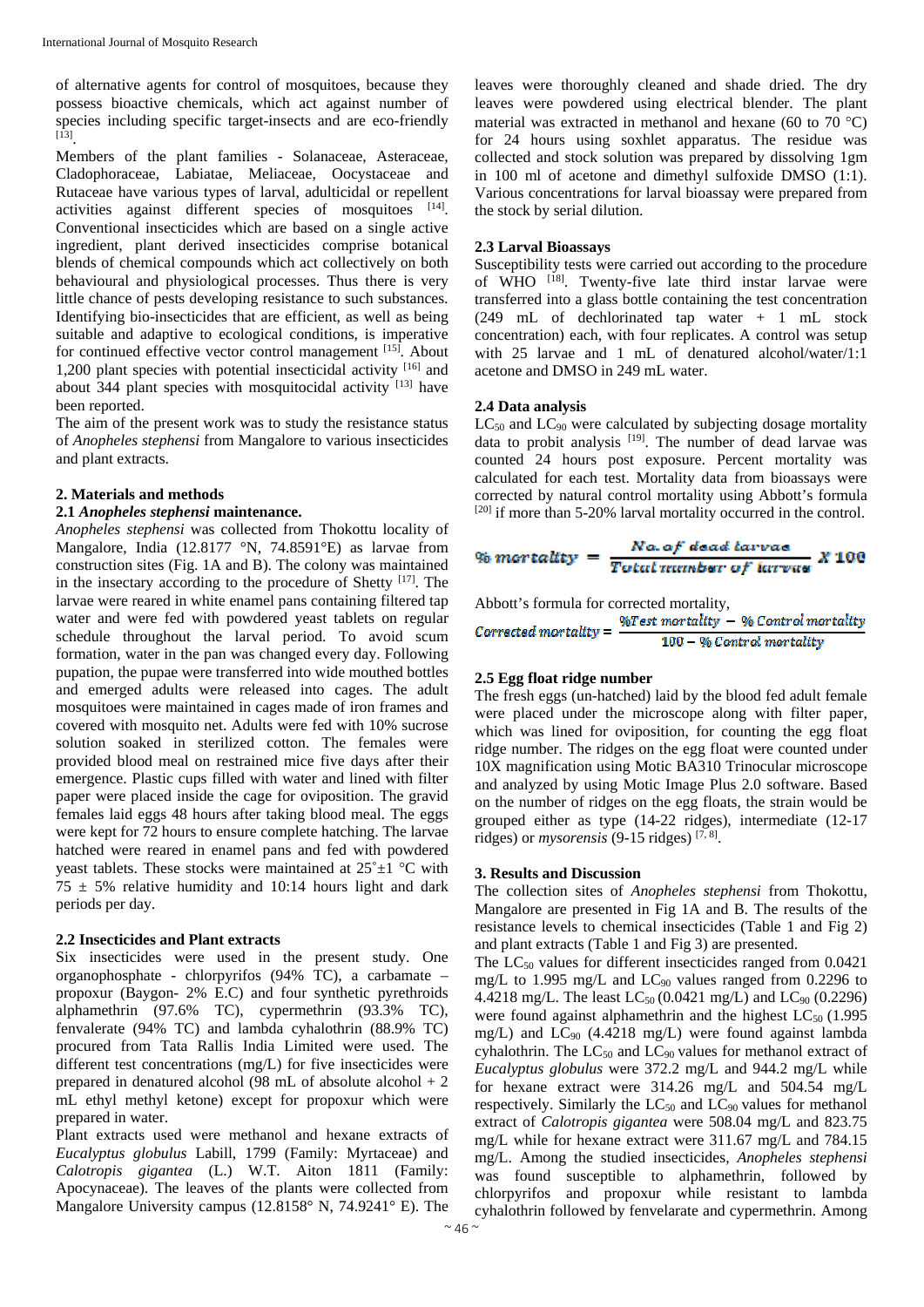of alternative agents for control of mosquitoes, because they possess bioactive chemicals, which act against number of species including specific target-insects and are eco-friendly [13].

Members of the plant families - Solanaceae, Asteraceae, Cladophoraceae, Labiatae, Meliaceae, Oocystaceae and Rutaceae have various types of larval, adulticidal or repellent activities against different species of mosquitoes [14]. Conventional insecticides which are based on a single active ingredient, plant derived insecticides comprise botanical blends of chemical compounds which act collectively on both behavioural and physiological processes. Thus there is very little chance of pests developing resistance to such substances. Identifying bio-insecticides that are efficient, as well as being suitable and adaptive to ecological conditions, is imperative for continued effective vector control management [15]. About 1,200 plant species with potential insecticidal activity [16] and about 344 plant species with mosquitocidal activity [13] have been reported.

The aim of the present work was to study the resistance status of *Anopheles stephensi* from Mangalore to various insecticides and plant extracts.

## 2. Materials and methods

### 2.1 *Anopheles stephensi* maintenance.

*Anopheles stephensi* was collected from Thokottu locality of Mangalore, India (12.8177 °N, 74.8591°E) as larvae from construction sites (Fig. 1A and B). The colony was maintained in the insectary according to the procedure of Shetty [17]. The larvae were reared in white enamel pans containing filtered tap water and were fed with powdered yeast tablets on regular schedule throughout the larval period. To avoid scum formation, water in the pan was changed every day. Following pupation, the pupae were transferred into wide mouthed bottles and emerged adults were released into cages. The adult mosquitoes were maintained in cages made of iron frames and covered with mosquito net. Adults were fed with 10% sucrose solution soaked in sterilized cotton. The females were provided blood meal on restrained mice five days after their emergence. Plastic cups filled with water and lined with filter paper were placed inside the cage for oviposition. The gravid females laid eggs 48 hours after taking blood meal. The eggs were kept for 72 hours to ensure complete hatching. The larvae hatched were reared in enamel pans and fed with powdered yeast tablets. These stocks were maintained at 25˚±1 °C with 75 ± 5% relative humidity and 10:14 hours light and dark periods per day.

### 2.2 Insecticides and Plant extracts

Six insecticides were used in the present study. One organophosphate - chlorpyrifos (94% TC), a carbamate – propoxur (Baygon- 2% E.C) and four synthetic pyrethroids alphamethrin (97.6% TC), cypermethrin (93.3% TC), fenvalerate (94% TC) and lambda cyhalothrin (88.9% TC) procured from Tata Rallis India Limited were used. The different test concentrations (mg/L) for five insecticides were prepared in denatured alcohol (98 mL of absolute alcohol + 2 mL ethyl methyl ketone) except for propoxur which were prepared in water.

Plant extracts used were methanol and hexane extracts of *Eucalyptus globulus* Labill, 1799 (Family: Myrtaceae) and *Calotropis gigantea* (L.) W.T. Aiton 1811 (Family: Apocynaceae). The leaves of the plants were collected from Mangalore University campus (12.8158° N, 74.9241° E). The leaves were thoroughly cleaned and shade dried. The dry leaves were powdered using electrical blender. The plant material was extracted in methanol and hexane (60 to 70 °C) for 24 hours using soxhlet apparatus. The residue was collected and stock solution was prepared by dissolving 1gm in 100 ml of acetone and dimethyl sulfoxide DMSO (1:1). Various concentrations for larval bioassay were prepared from the stock by serial dilution.

### 2.3 Larval Bioassays

Susceptibility tests were carried out according to the procedure of WHO [18]. Twenty-five late third instar larvae were transferred into a glass bottle containing the test concentration (249 mL of dechlorinated tap water + 1 mL stock concentration) each, with four replicates. A control was setup with 25 larvae and 1 mL of denatured alcohol/water/1:1 acetone and DMSO in 249 mL water.

### 2.4 Data analysis

$LC_{50}$ and $LC_{90}$ were calculated by subjecting dosage mortality data to probit analysis [19]. The number of dead larvae was counted 24 hours post exposure. Percent mortality was calculated for each test. Mortality data from bioassays were corrected by natural control mortality using Abbott's formula [20] if more than 5-20% larval mortality occurred in the control.

$$\% \, mortality = \frac{No.\, of\, dead\, larvae}{Total\, number\, of\, larvae} \times 100$$

Abbott's formula for corrected mortality,

$$Corrected\, mortality = \frac{\%Test\, mortality - \%\, Control\, mortality}{100 - \%\, Control\, mortality}$$

### 2.5 Egg float ridge number

The fresh eggs (un-hatched) laid by the blood fed adult female were placed under the microscope along with filter paper, which was lined for oviposition, for counting the egg float ridge number. The ridges on the egg float were counted under 10X magnification using Motic BA310 Trinocular microscope and analyzed by using Motic Image Plus 2.0 software. Based on the number of ridges on the egg floats, the strain would be grouped either as type (14-22 ridges), intermediate (12-17 ridges) or *mysorensis* (9-15 ridges) [7, 8].

## 3. Results and Discussion

The collection sites of *Anopheles stephensi* from Thokottu, Mangalore are presented in Fig 1A and B. The results of the resistance levels to chemical insecticides (Table 1 and Fig 2) and plant extracts (Table 1 and Fig 3) are presented.

The $LC_{50}$ values for different insecticides ranged from 0.0421 mg/L to 1.995 mg/L and $LC_{90}$ values ranged from 0.2296 to 4.4218 mg/L. The least $LC_{50}$ (0.0421 mg/L) and $LC_{90}$ (0.2296) were found against alphamethrin and the highest $LC_{50}$ (1.995 mg/L) and $LC_{90}$ (4.4218 mg/L) were found against lambda cyhalothrin. The $LC_{50}$ and $LC_{90}$ values for methanol extract of *Eucalyptus globulus* were 372.2 mg/L and 944.2 mg/L while for hexane extract were 314.26 mg/L and 504.54 mg/L respectively. Similarly the $LC_{50}$ and $LC_{90}$ values for methanol extract of *Calotropis gigantea* were 508.04 mg/L and 823.75 mg/L while for hexane extract were 311.67 mg/L and 784.15 mg/L. Among the studied insecticides, *Anopheles stephensi* was found susceptible to alphamethrin, followed by chlorpyrifos and propoxur while resistant to lambda cyhalothrin followed by fenvelarate and cypermethrin. Among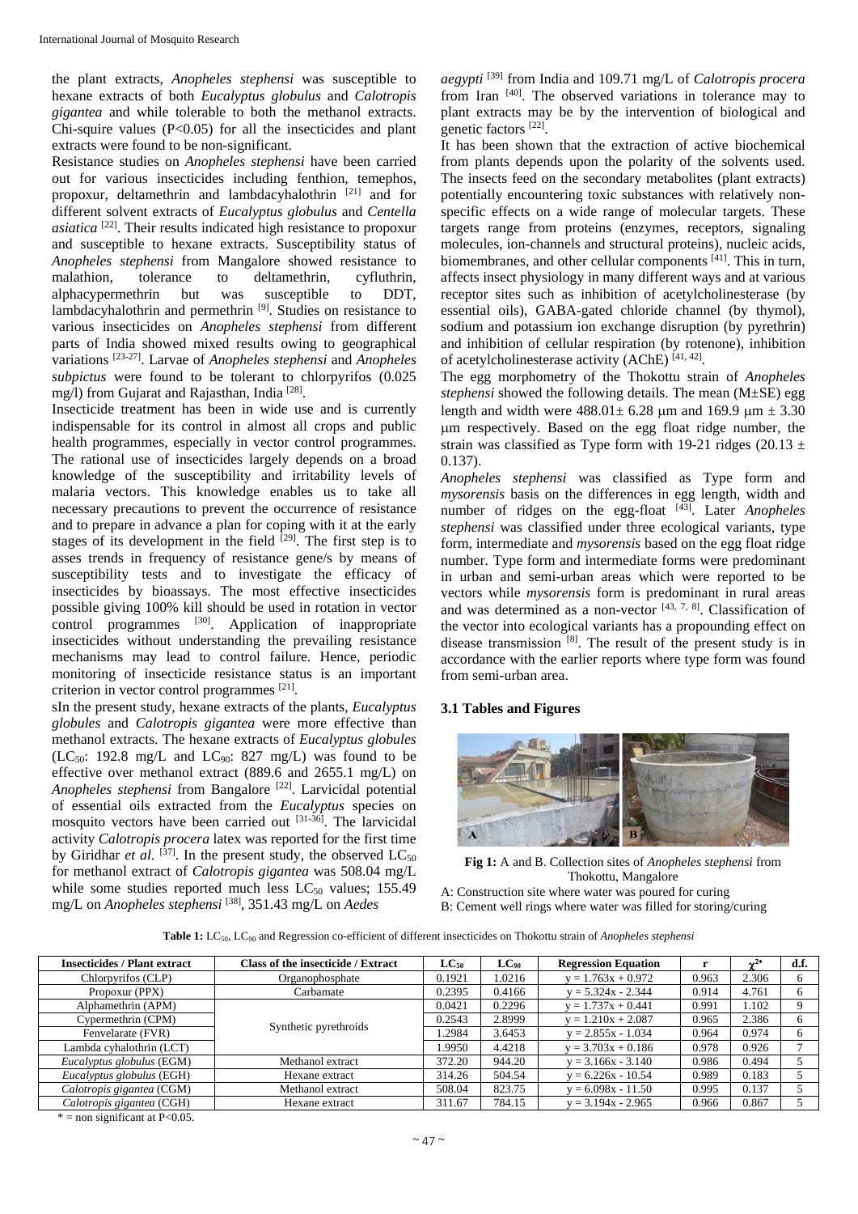the plant extracts, *Anopheles stephensi* was susceptible to hexane extracts of both *Eucalyptus globulus* and *Calotropis gigantea* and while tolerable to both the methanol extracts. Chi-squire values ($P<0.05$) for all the insecticides and plant extracts were found to be non-significant.

Resistance studies on *Anopheles stephensi* have been carried out for various insecticides including fenthion, temephos, propoxur, deltamethrin and lambdacyhalothrin [21] and for different solvent extracts of *Eucalyptus globulus* and *Centella asiatica* [22]. Their results indicated high resistance to propoxur and susceptible to hexane extracts. Susceptibility status of *Anopheles stephensi* from Mangalore showed resistance to malathion, tolerance to deltamethrin, cyfluthrin, alphacypermethrin but was susceptible to DDT, lambdacyhalothrin and permethrin [9]. Studies on resistance to various insecticides on *Anopheles stephensi* from different parts of India showed mixed results owing to geographical variations [23-27]. Larvae of *Anopheles stephensi* and *Anopheles subpictus* were found to be tolerant to chlorpyrifos (0.025 mg/l) from Gujarat and Rajasthan, India [28].

Insecticide treatment has been in wide use and is currently indispensable for its control in almost all crops and public health programmes, especially in vector control programmes. The rational use of insecticides largely depends on a broad knowledge of the susceptibility and irritability levels of malaria vectors. This knowledge enables us to take all necessary precautions to prevent the occurrence of resistance and to prepare in advance a plan for coping with it at the early stages of its development in the field [29]. The first step is to asses trends in frequency of resistance gene/s by means of susceptibility tests and to investigate the efficacy of insecticides by bioassays. The most effective insecticides possible giving 100% kill should be used in rotation in vector control programmes [30]. Application of inappropriate insecticides without understanding the prevailing resistance mechanisms may lead to control failure. Hence, periodic monitoring of insecticide resistance status is an important criterion in vector control programmes [21].

sIn the present study, hexane extracts of the plants, *Eucalyptus globules* and *Calotropis gigantea* were more effective than methanol extracts. The hexane extracts of *Eucalyptus globules* ($LC_{50}$: 192.8 mg/L and $LC_{90}$: 827 mg/L) was found to be effective over methanol extract (889.6 and 2655.1 mg/L) on *Anopheles stephensi* from Bangalore [22]. Larvicidal potential of essential oils extracted from the *Eucalyptus* species on mosquito vectors have been carried out [31-36]. The larvicidal activity *Calotropis procera* latex was reported for the first time by Giridhar *et al.* [37]. In the present study, the observed $LC_{50}$ for methanol extract of *Calotropis gigantea* was 508.04 mg/L while some studies reported much less $LC_{50}$ values; 155.49 mg/L on *Anopheles stephensi* [38], 351.43 mg/L on *Aedes aegypti* [39] from India and 109.71 mg/L of *Calotropis procera* from Iran [40]. The observed variations in tolerance may to plant extracts may be by the intervention of biological and genetic factors [22].

It has been shown that the extraction of active biochemical from plants depends upon the polarity of the solvents used. The insects feed on the secondary metabolites (plant extracts) potentially encountering toxic substances with relatively non-specific effects on a wide range of molecular targets. These targets range from proteins (enzymes, receptors, signaling molecules, ion-channels and structural proteins), nucleic acids, biomembranes, and other cellular components [41]. This in turn, affects insect physiology in many different ways and at various receptor sites such as inhibition of acetylcholinesterase (by essential oils), GABA-gated chloride channel (by thymol), sodium and potassium ion exchange disruption (by pyrethrin) and inhibition of cellular respiration (by rotenone), inhibition of acetylcholinesterase activity (AChE) [41, 42].

The egg morphometry of the Thokottu strain of *Anopheles stephensi* showed the following details. The mean (M±SE) egg length and width were 488.01± 6.28 μm and 169.9 μm ± 3.30 μm respectively. Based on the egg float ridge number, the strain was classified as Type form with 19-21 ridges (20.13 ± 0.137).

*Anopheles stephensi* was classified as Type form and *mysorensis* basis on the differences in egg length, width and number of ridges on the egg-float [43]. Later *Anopheles stephensi* was classified under three ecological variants, type form, intermediate and *mysorensis* based on the egg float ridge number. Type form and intermediate forms were predominant in urban and semi-urban areas which were reported to be vectors while *mysorensis* form is predominant in rural areas and was determined as a non-vector [43, 7, 8]. Classification of the vector into ecological variants has a propounding effect on disease transmission [8]. The result of the present study is in accordance with the earlier reports where type form was found from semi-urban area.

### 3.1 Tables and Figures

**Fig 1:** A and B. Collection sites of *Anopheles stephensi* from Thokottu, Mangalore

A: Construction site where water was poured for curing

B: Cement well rings where water was filled for storing/curing

**Table 1:** $LC_{50}$, $LC_{90}$ and Regression co-efficient of different insecticides on Thokottu strain of *Anopheles stephensi*

| Insecticides / Plant extract | Class of the insecticide / Extract | $LC_{50}$ | $LC_{90}$ | Regression Equation | r | $\chi^{2*}$ | d.f. |
|---|---|---|---|---|---|---|---|
| Chlorpyrifos (CLP) | Organophosphate | 0.1921 | 1.0216 | y = 1.763x + 0.972 | 0.963 | 2.306 | 6 |
| Propoxur (PPX) | Carbamate | 0.2395 | 0.4166 | y = 5.324x - 2.344 | 0.914 | 4.761 | 6 |
| Alphamethrin (APM) | Synthetic pyrethroids | 0.0421 | 0.2296 | y = 1.737x + 0.441 | 0.991 | 1.102 | 9 |
| Cypermethrin (CPM) | | 0.2543 | 2.8999 | y = 1.210x + 2.087 | 0.965 | 2.386 | 6 |
| Fenvelarate (FVR) | | 1.2984 | 3.6453 | y = 2.855x - 1.034 | 0.964 | 0.974 | 6 |
| Lambda cyhalothrin (LCT) | | 1.9950 | 4.4218 | y = 3.703x + 0.186 | 0.978 | 0.926 | 7 |
| *Eucalyptus globulus* (EGM) | Methanol extract | 372.20 | 944.20 | y = 3.166x - 3.140 | 0.986 | 0.494 | 5 |
| *Eucalyptus globulus* (EGH) | Hexane extract | 314.26 | 504.54 | y = 6.226x - 10.54 | 0.989 | 0.183 | 5 |
| *Calotropis gigantea* (CGM) | Methanol extract | 508.04 | 823.75 | y = 6.098x - 11.50 | 0.995 | 0.137 | 5 |
| *Calotropis gigantea* (CGH) | Hexane extract | 311.67 | 784.15 | y = 3.194x - 2.965 | 0.966 | 0.867 | 5 |

* = non significant at $P<0.05$.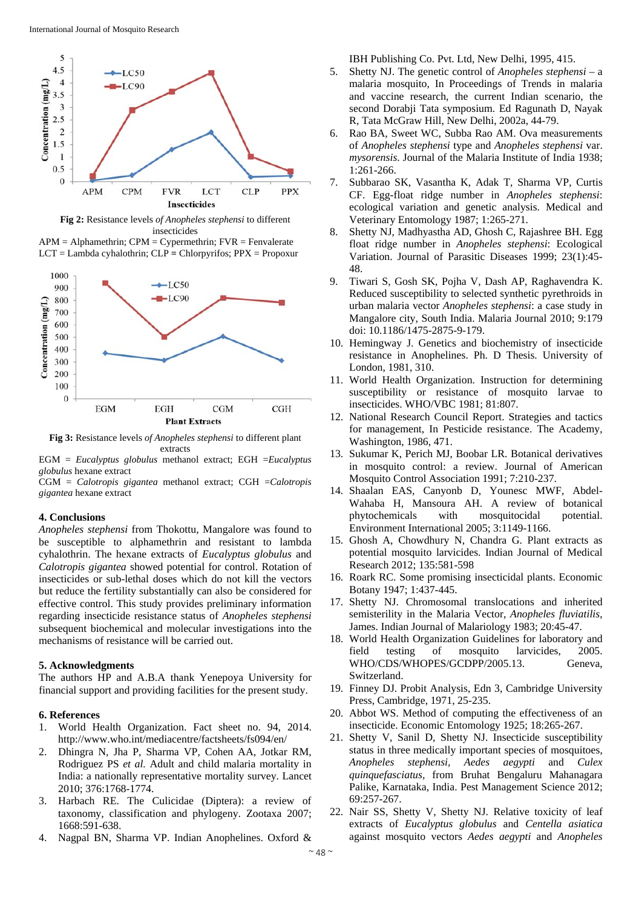Fig 2: Resistance levels of *Anopheles stephensi* to different insecticides

APM = Alphamethrin; CPM = Cypermethrin; FVR = Fenvalerate
LCT = Lambda cyhalothrin; CLP = Chlorpyrifos; PPX = Propoxur

Fig 3: Resistance levels of *Anopheles stephensi* to different plant extracts

EGM = *Eucalyptus globulus* methanol extract; EGH =*Eucalyptus globulus* hexane extract
CGM = *Calotropis gigantea* methanol extract; CGH =*Calotropis gigantea* hexane extract

## 4. Conclusions

*Anopheles stephensi* from Thokottu, Mangalore was found to be susceptible to alphamethrin and resistant to lambda cyhalothrin. The hexane extracts of *Eucalyptus globulus* and *Calotropis gigantea* showed potential for control. Rotation of insecticides or sub-lethal doses which do not kill the vectors but reduce the fertility substantially can also be considered for effective control. This study provides preliminary information regarding insecticide resistance status of *Anopheles stephensi* subsequent biochemical and molecular investigations into the mechanisms of resistance will be carried out.

## 5. Acknowledgments

The authors HP and A.B.A thank Yenepoya University for financial support and providing facilities for the present study.

## 6. References

1. World Health Organization. Fact sheet no. 94, 2014. http://www.who.int/mediacentre/factsheets/fs094/en/
2. Dhingra N, Jha P, Sharma VP, Cohen AA, Jotkar RM, Rodriguez PS *et al.* Adult and child malaria mortality in India: a nationally representative mortality survey. Lancet 2010; 376:1768-1774.
3. Harbach RE. The Culicidae (Diptera): a review of taxonomy, classification and phylogeny. Zootaxa 2007; 1668:591-638.
4. Nagpal BN, Sharma VP. Indian Anophelines. Oxford & IBH Publishing Co. Pvt. Ltd, New Delhi, 1995, 415.
5. Shetty NJ. The genetic control of *Anopheles stephensi* – a malaria mosquito, In Proceedings of Trends in malaria and vaccine research, the current Indian scenario, the second Dorabji Tata symposium. Ed Ragunath D, Nayak R, Tata McGraw Hill, New Delhi, 2002a, 44-79.
6. Rao BA, Sweet WC, Subba Rao AM. Ova measurements of *Anopheles stephensi* type and *Anopheles stephensi* var. *mysorensis*. Journal of the Malaria Institute of India 1938; 1:261-266.
7. Subbarao SK, Vasantha K, Adak T, Sharma VP, Curtis CF. Egg-float ridge number in *Anopheles stephensi*: ecological variation and genetic analysis. Medical and Veterinary Entomology 1987; 1:265-271.
8. Shetty NJ, Madhyastha AD, Ghosh C, Rajashree BH. Egg float ridge number in *Anopheles stephensi*: Ecological Variation. Journal of Parasitic Diseases 1999; 23(1):45-48.
9. Tiwari S, Gosh SK, Pojha V, Dash AP, Raghavendra K. Reduced susceptibility to selected synthetic pyrethroids in urban malaria vector *Anopheles stephensi*: a case study in Mangalore city, South India. Malaria Journal 2010; 9:179 doi: 10.1186/1475-2875-9-179.
10. Hemingway J. Genetics and biochemistry of insecticide resistance in Anophelines. Ph. D Thesis. University of London, 1981, 310.
11. World Health Organization. Instruction for determining susceptibility or resistance of mosquito larvae to insecticides. WHO/VBC 1981; 81:807.
12. National Research Council Report. Strategies and tactics for management, In Pesticide resistance. The Academy, Washington, 1986, 471.
13. Sukumar K, Perich MJ, Boobar LR. Botanical derivatives in mosquito control: a review. Journal of American Mosquito Control Association 1991; 7:210-237.
14. Shaalan EAS, Canyonb D, Younesc MWF, Abdel-Wahaba H, Mansoura AH. A review of botanical phytochemicals with mosquitocidal potential. Environment International 2005; 3:1149-1166.
15. Ghosh A, Chowdhury N, Chandra G. Plant extracts as potential mosquito larvicides. Indian Journal of Medical Research 2012; 135:581-598
16. Roark RC. Some promising insecticidal plants. Economic Botany 1947; 1:437-445.
17. Shetty NJ. Chromosomal translocations and inherited semisterility in the Malaria Vector, *Anopheles fluviatilis*, James. Indian Journal of Malariology 1983; 20:45-47.
18. World Health Organization Guidelines for laboratory and field testing of mosquito larvicides, 2005. WHO/CDS/WHOPES/GCDPP/2005.13. Geneva, Switzerland.
19. Finney DJ. Probit Analysis, Edn 3, Cambridge University Press, Cambridge, 1971, 25-235.
20. Abbot WS. Method of computing the effectiveness of an insecticide. Economic Entomology 1925; 18:265-267.
21. Shetty V, Sanil D, Shetty NJ. Insecticide susceptibility status in three medically important species of mosquitoes, *Anopheles stephensi*, *Aedes aegypti* and *Culex quinquefasciatus*, from Bruhat Bengaluru Mahanagara Palike, Karnataka, India. Pest Management Science 2012; 69:257-267.
22. Nair SS, Shetty V, Shetty NJ. Relative toxicity of leaf extracts of *Eucalyptus globulus* and *Centella asiatica* against mosquito vectors *Aedes aegypti* and *Anopheles*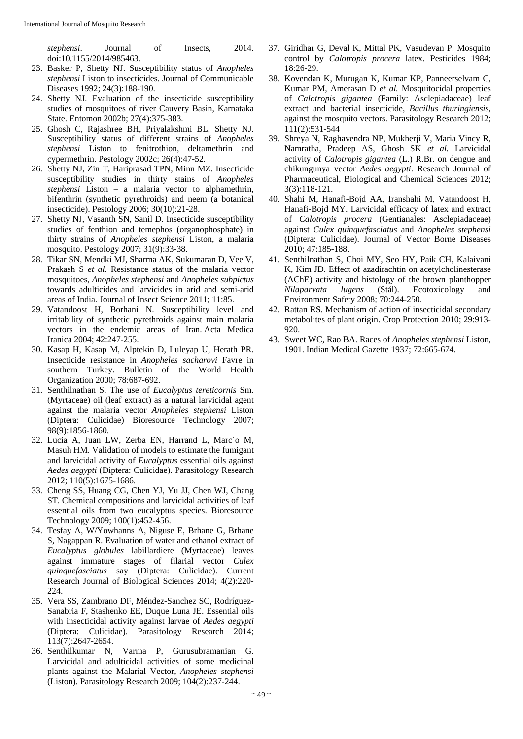*stephensi*. Journal of Insects, 2014. doi:10.1155/2014/985463.

23. Basker P, Shetty NJ. Susceptibility status of *Anopheles stephensi* Liston to insecticides. Journal of Communicable Diseases 1992; 24(3):188-190.
24. Shetty NJ. Evaluation of the insecticide susceptibility studies of mosquitoes of river Cauvery Basin, Karnataka State. Entomon 2002b; 27(4):375-383.
25. Ghosh C, Rajashree BH, Priyalakshmi BL, Shetty NJ. Susceptibility status of different strains of *Anopheles stephensi* Liston to fenitrothion, deltamethrin and cypermethrin. Pestology 2002c; 26(4):47-52.
26. Shetty NJ, Zin T, Hariprasad TPN, Minn MZ. Insecticide susceptibility studies in thirty stains of *Anopheles stephensi* Liston – a malaria vector to alphamethrin, bifenthrin (synthetic pyrethroids) and neem (a botanical insecticide). Pestology 2006; 30(10):21-28.
27. Shetty NJ, Vasanth SN, Sanil D. Insecticide susceptibility studies of fenthion and temephos (organophosphate) in thirty strains of *Anopheles stephensi* Liston, a malaria mosquito. Pestology 2007; 31(9):33-38.
28. Tikar SN, Mendki MJ, Sharma AK, Sukumaran D, Vee V, Prakash S *et al.* Resistance status of the malaria vector mosquitoes, *Anopheles stephensi* and *Anopheles subpictus* towards adulticides and larvicides in arid and semi-arid areas of India. Journal of Insect Science 2011; 11:85.
29. Vatandoost H, Borhani N. Susceptibility level and irritability of synthetic pyrethroids against main malaria vectors in the endemic areas of Iran. Acta Medica Iranica 2004; 42:247-255.
30. Kasap H, Kasap M, Alptekin D, Luleyap U, Herath PR. Insecticide resistance in *Anopheles sacharovi* Favre in southern Turkey. Bulletin of the World Health Organization 2000; 78:687-692.
31. Senthilnathan S. The use of *Eucalyptus tereticornis* Sm. (Myrtaceae) oil (leaf extract) as a natural larvicidal agent against the malaria vector *Anopheles stephensi* Liston (Diptera: Culicidae) Bioresource Technology 2007; 98(9):1856-1860.
32. Lucia A, Juan LW, Zerba EN, Harrand L, Marc´o M, Masuh HM. Validation of models to estimate the fumigant and larvicidal activity of *Eucalyptus* essential oils against *Aedes aegypti* (Diptera: Culicidae). Parasitology Research 2012; 110(5):1675-1686.
33. Cheng SS, Huang CG, Chen YJ, Yu JJ, Chen WJ, Chang ST. Chemical compositions and larvicidal activities of leaf essential oils from two eucalyptus species. Bioresource Technology 2009; 100(1):452-456.
34. Tesfay A, W/Yowhanns A, Niguse E, Brhane G, Brhane S, Nagappan R. Evaluation of water and ethanol extract of *Eucalyptus globules* labillardiere (Myrtaceae) leaves against immature stages of filarial vector *Culex quinquefasciatus* say (Diptera: Culicidae). Current Research Journal of Biological Sciences 2014; 4(2):220-224.
35. Vera SS, Zambrano DF, Méndez-Sanchez SC, Rodríguez-Sanabria F, Stashenko EE, Duque Luna JE. Essential oils with insecticidal activity against larvae of *Aedes aegypti* (Diptera: Culicidae). Parasitology Research 2014; 113(7):2647-2654.
36. Senthilkumar N, Varma P, Gurusubramanian G. Larvicidal and adulticidal activities of some medicinal plants against the Malarial Vector, *Anopheles stephensi* (Liston). Parasitology Research 2009; 104(2):237-244.
37. Giridhar G, Deval K, Mittal PK, Vasudevan P. Mosquito control by *Calotropis procera* latex. Pesticides 1984; 18:26-29.
38. Kovendan K, Murugan K, Kumar KP, Panneerselvam C, Kumar PM, Amerasan D *et al.* Mosquitocidal properties of *Calotropis gigantea* (Family: Asclepiadaceae) leaf extract and bacterial insecticide, *Bacillus thuringiensis*, against the mosquito vectors. Parasitology Research 2012; 111(2):531-544
39. Shreya N, Raghavendra NP, Mukherji V, Maria Vincy R, Namratha, Pradeep AS, Ghosh SK *et al.* Larvicidal activity of *Calotropis gigantea* (L.) R.Br. on dengue and chikungunya vector *Aedes aegypti*. Research Journal of Pharmaceutical, Biological and Chemical Sciences 2012; 3(3):118-121.
40. Shahi M, Hanafi-Bojd AA, Iranshahi M, Vatandoost H, Hanafi-Bojd MY. Larvicidal efficacy of latex and extract of *Calotropis procera* (Gentianales: Asclepiadaceae) against *Culex quinquefasciatus* and *Anopheles stephensi* (Diptera: Culicidae). Journal of Vector Borne Diseases 2010; 47:185-188.
41. Senthilnathan S, Choi MY, Seo HY, Paik CH, Kalaivani K, Kim JD. Effect of azadirachtin on acetylcholinesterase (AChE) activity and histology of the brown planthopper *Nilaparvata lugens* (Stål). Ecotoxicology and Environment Safety 2008; 70:244-250.
42. Rattan RS. Mechanism of action of insecticidal secondary metabolites of plant origin. Crop Protection 2010; 29:913-920.
43. Sweet WC, Rao BA. Races of *Anopheles stephensi* Liston, 1901. Indian Medical Gazette 1937; 72:665-674.